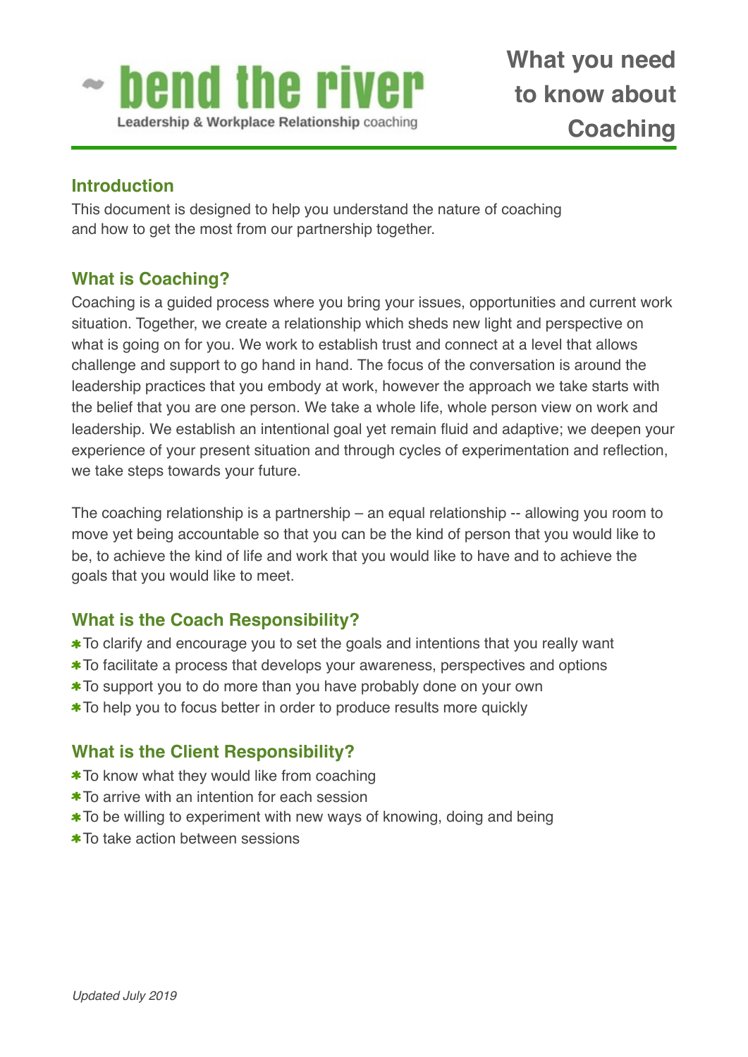bend the river

Leadership & Workplace Relationship coaching

# What you need to know about Coaching

## Introduction

This document is designed to help you understand the nature of coaching and how to get the most from our partnership together.

## What is Coaching?

Coaching is a guided process where you bring your issues, opportunities and current work situation. Together, we create a relationship which sheds new light and perspective on what is going on for you. We work to establish trust and connect at a level that allows challenge and support to go hand in hand. The focus of the conversation is around the leadership practices that you embody at work, however the approach we take starts with the belief that you are one person. We take a whole life, whole person view on work and leadership. We establish an intentional goal yet remain fluid and adaptive; we deepen your experience of your present situation and through cycles of experimentation and reflection, we take steps towards your future.

The coaching relationship is a partnership – an equal relationship -- allowing you room to move yet being accountable so that you can be the kind of person that you would like to be, to achieve the kind of life and work that you would like to have and to achieve the goals that you would like to meet.

## What is the Coach Responsibility?

- To clarify and encourage you to set the goals and intentions that you really want
- To facilitate a process that develops your awareness, perspectives and options
- To support you to do more than you have probably done on your own
- To help you to focus better in order to produce results more quickly

## What is the Client Responsibility?

- To know what they would like from coaching
- To arrive with an intention for each session
- To be willing to experiment with new ways of knowing, doing and being
- To take action between sessions

*Updated July 2019*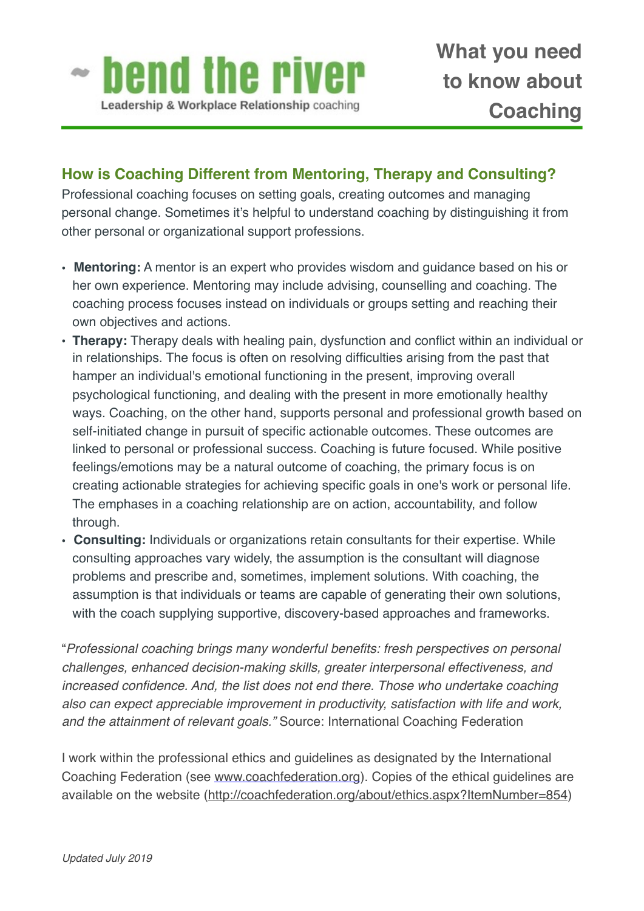## How is Coaching Different from Mentoring, Therapy and Consulting?

Professional coaching focuses on setting goals, creating outcomes and managing personal change. Sometimes it's helpful to understand coaching by distinguishing it from other personal or organizational support professions.

- **Mentoring:** A mentor is an expert who provides wisdom and guidance based on his or her own experience. Mentoring may include advising, counselling and coaching. The coaching process focuses instead on individuals or groups setting and reaching their own objectives and actions.
- **Therapy:** Therapy deals with healing pain, dysfunction and conflict within an individual or in relationships. The focus is often on resolving difficulties arising from the past that hamper an individual's emotional functioning in the present, improving overall psychological functioning, and dealing with the present in more emotionally healthy ways. Coaching, on the other hand, supports personal and professional growth based on self-initiated change in pursuit of specific actionable outcomes. These outcomes are linked to personal or professional success. Coaching is future focused. While positive feelings/emotions may be a natural outcome of coaching, the primary focus is on creating actionable strategies for achieving specific goals in one's work or personal life. The emphases in a coaching relationship are on action, accountability, and follow through.
- **Consulting:** Individuals or organizations retain consultants for their expertise. While consulting approaches vary widely, the assumption is the consultant will diagnose problems and prescribe and, sometimes, implement solutions. With coaching, the assumption is that individuals or teams are capable of generating their own solutions, with the coach supplying supportive, discovery-based approaches and frameworks.

"*Professional coaching brings many wonderful benefits: fresh perspectives on personal challenges, enhanced decision-making skills, greater interpersonal effectiveness, and increased confidence. And, the list does not end there. Those who undertake coaching also can expect appreciable improvement in productivity, satisfaction with life and work, and the attainment of relevant goals."* Source: International Coaching Federation

I work within the professional ethics and guidelines as designated by the International Coaching Federation (see www.coachfederation.org). Copies of the ethical guidelines are available on the website (http://coachfederation.org/about/ethics.aspx?ItemNumber=854)

*Updated July 2019*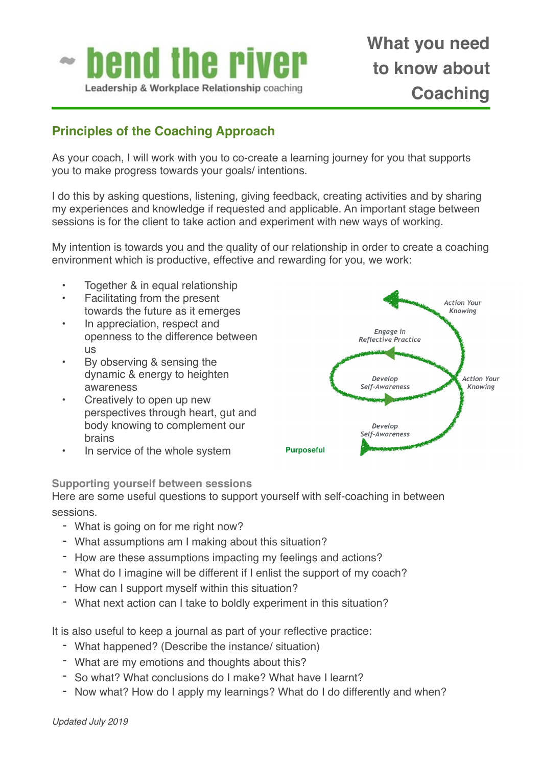# What you need to know about Coaching

bend the river
Leadership & Workplace Relationship coaching

## Principles of the Coaching Approach

As your coach, I will work with you to co-create a learning journey for you that supports you to make progress towards your goals/ intentions.

I do this by asking questions, listening, giving feedback, creating activities and by sharing my experiences and knowledge if requested and applicable. An important stage between sessions is for the client to take action and experiment with new ways of working.

My intention is towards you and the quality of our relationship in order to create a coaching environment which is productive, effective and rewarding for you, we work:

- Together & in equal relationship
- Facilitating from the present towards the future as it emerges
- In appreciation, respect and openness to the difference between us
- By observing & sensing the dynamic & energy to heighten awareness
- Creatively to open up new perspectives through heart, gut and body knowing to complement our brains
- In service of the whole system

Action Your Knowing
Engage in Reflective Practice
Develop Self-Awareness
Action Your Knowing
Develop Self-Awareness
Purposeful

### Supporting yourself between sessions

Here are some useful questions to support yourself with self-coaching in between sessions.

- What is going on for me right now?
- What assumptions am I making about this situation?
- How are these assumptions impacting my feelings and actions?
- What do I imagine will be different if I enlist the support of my coach?
- How can I support myself within this situation?
- What next action can I take to boldly experiment in this situation?

It is also useful to keep a journal as part of your reflective practice:

- What happened? (Describe the instance/ situation)
- What are my emotions and thoughts about this?
- So what? What conclusions do I make? What have I learnt?
- Now what? How do I apply my learnings? What do I do differently and when?

*Updated July 2019*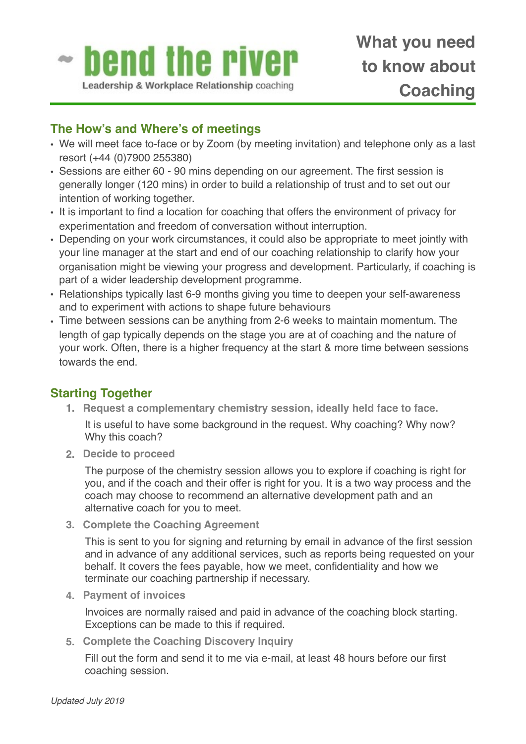**bend the river**

Leadership & Workplace Relationship coaching

# What you need to know about Coaching

## The How's and Where's of meetings

- We will meet face to-face or by Zoom (by meeting invitation) and telephone only as a last resort (+44 (0)7900 255380)
- Sessions are either 60 - 90 mins depending on our agreement. The first session is generally longer (120 mins) in order to build a relationship of trust and to set out our intention of working together.
- It is important to find a location for coaching that offers the environment of privacy for experimentation and freedom of conversation without interruption.
- Depending on your work circumstances, it could also be appropriate to meet jointly with your line manager at the start and end of our coaching relationship to clarify how your organisation might be viewing your progress and development. Particularly, if coaching is part of a wider leadership development programme.
- Relationships typically last 6-9 months giving you time to deepen your self-awareness and to experiment with actions to shape future behaviours
- Time between sessions can be anything from 2-6 weeks to maintain momentum. The length of gap typically depends on the stage you are at of coaching and the nature of your work. Often, there is a higher frequency at the start & more time between sessions towards the end.

## Starting Together

1. **Request a complementary chemistry session, ideally held face to face.**

   It is useful to have some background in the request. Why coaching? Why now? Why this coach?

2. **Decide to proceed**

   The purpose of the chemistry session allows you to explore if coaching is right for you, and if the coach and their offer is right for you. It is a two way process and the coach may choose to recommend an alternative development path and an alternative coach for you to meet.

3. **Complete the Coaching Agreement**

   This is sent to you for signing and returning by email in advance of the first session and in advance of any additional services, such as reports being requested on your behalf. It covers the fees payable, how we meet, confidentiality and how we terminate our coaching partnership if necessary.

4. **Payment of invoices**

   Invoices are normally raised and paid in advance of the coaching block starting. Exceptions can be made to this if required.

5. **Complete the Coaching Discovery Inquiry**

   Fill out the form and send it to me via e-mail, at least 48 hours before our first coaching session.

*Updated July 2019*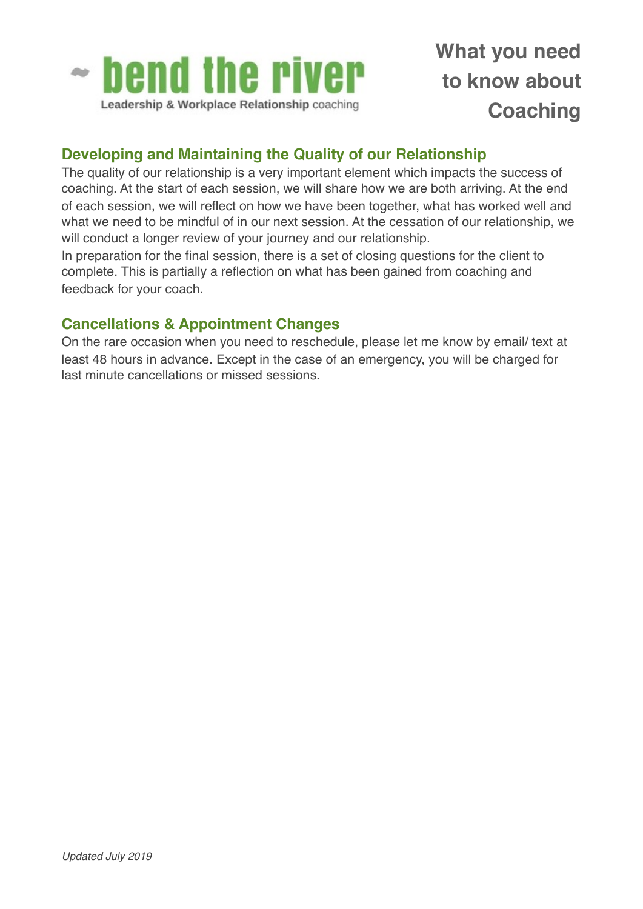## Developing and Maintaining the Quality of our Relationship

The quality of our relationship is a very important element which impacts the success of coaching. At the start of each session, we will share how we are both arriving. At the end of each session, we will reflect on how we have been together, what has worked well and what we need to be mindful of in our next session. At the cessation of our relationship, we will conduct a longer review of your journey and our relationship.

In preparation for the final session, there is a set of closing questions for the client to complete. This is partially a reflection on what has been gained from coaching and feedback for your coach.

## Cancellations & Appointment Changes

On the rare occasion when you need to reschedule, please let me know by email/ text at least 48 hours in advance. Except in the case of an emergency, you will be charged for last minute cancellations or missed sessions.

*Updated July 2019*